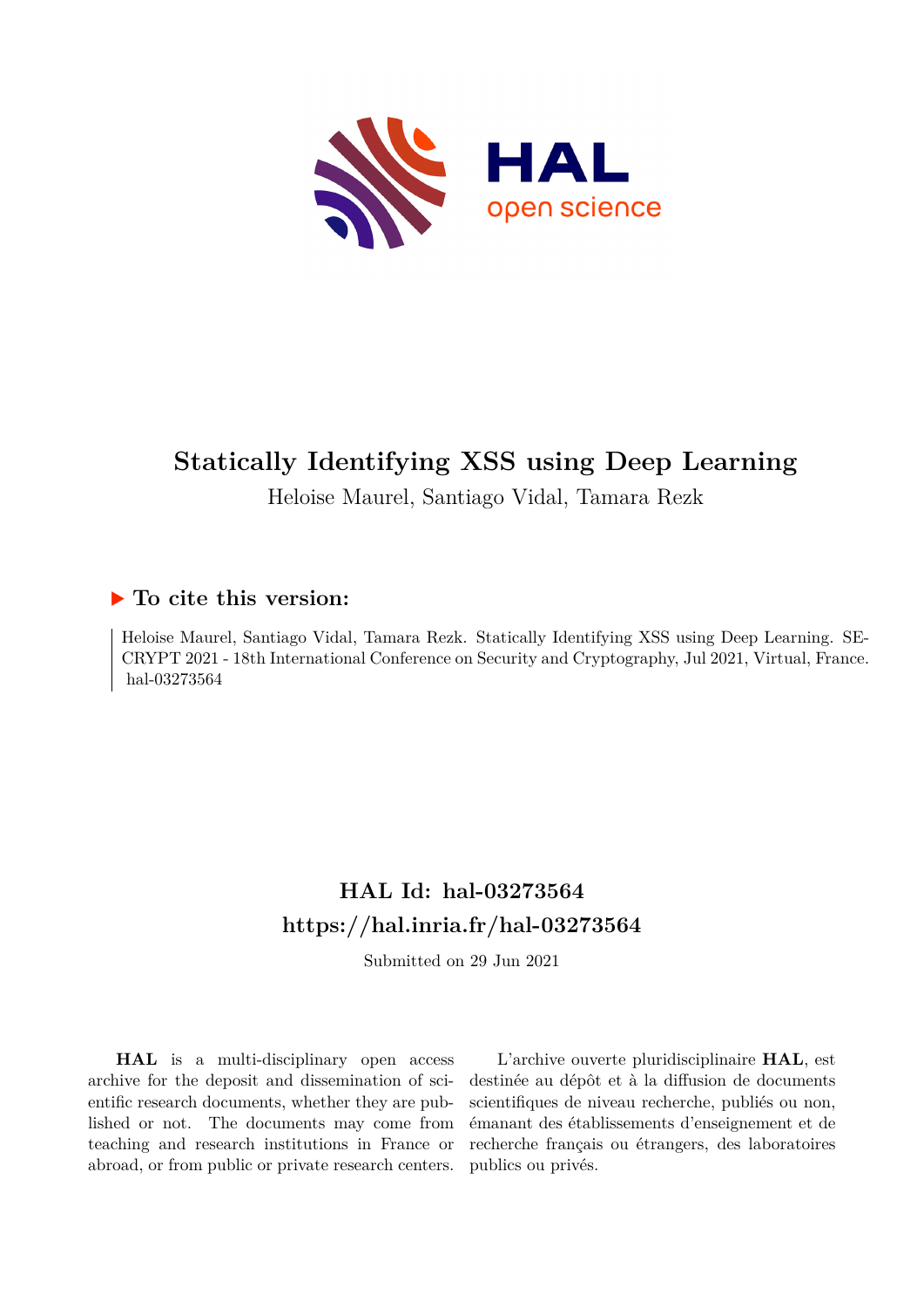# Statically Identifying XSS using Deep Learning

Heloise Maurel, Santiago Vidal, Tamara Rezk

## ▶ To cite this version:

Heloise Maurel, Santiago Vidal, Tamara Rezk. Statically Identifying XSS using Deep Learning. SECRYPT 2021 - 18th International Conference on Security and Cryptography, Jul 2021, Virtual, France. hal-03273564

## HAL Id: hal-03273564
## https://hal.inria.fr/hal-03273564

Submitted on 29 Jun 2021

**HAL** is a multi-disciplinary open access archive for the deposit and dissemination of scientific research documents, whether they are published or not. The documents may come from teaching and research institutions in France or abroad, or from public or private research centers.

L'archive ouverte pluridisciplinaire **HAL**, est destinée au dépôt et à la diffusion de documents scientifiques de niveau recherche, publiés ou non, émanant des établissements d'enseignement et de recherche français ou étrangers, des laboratoires publics ou privés.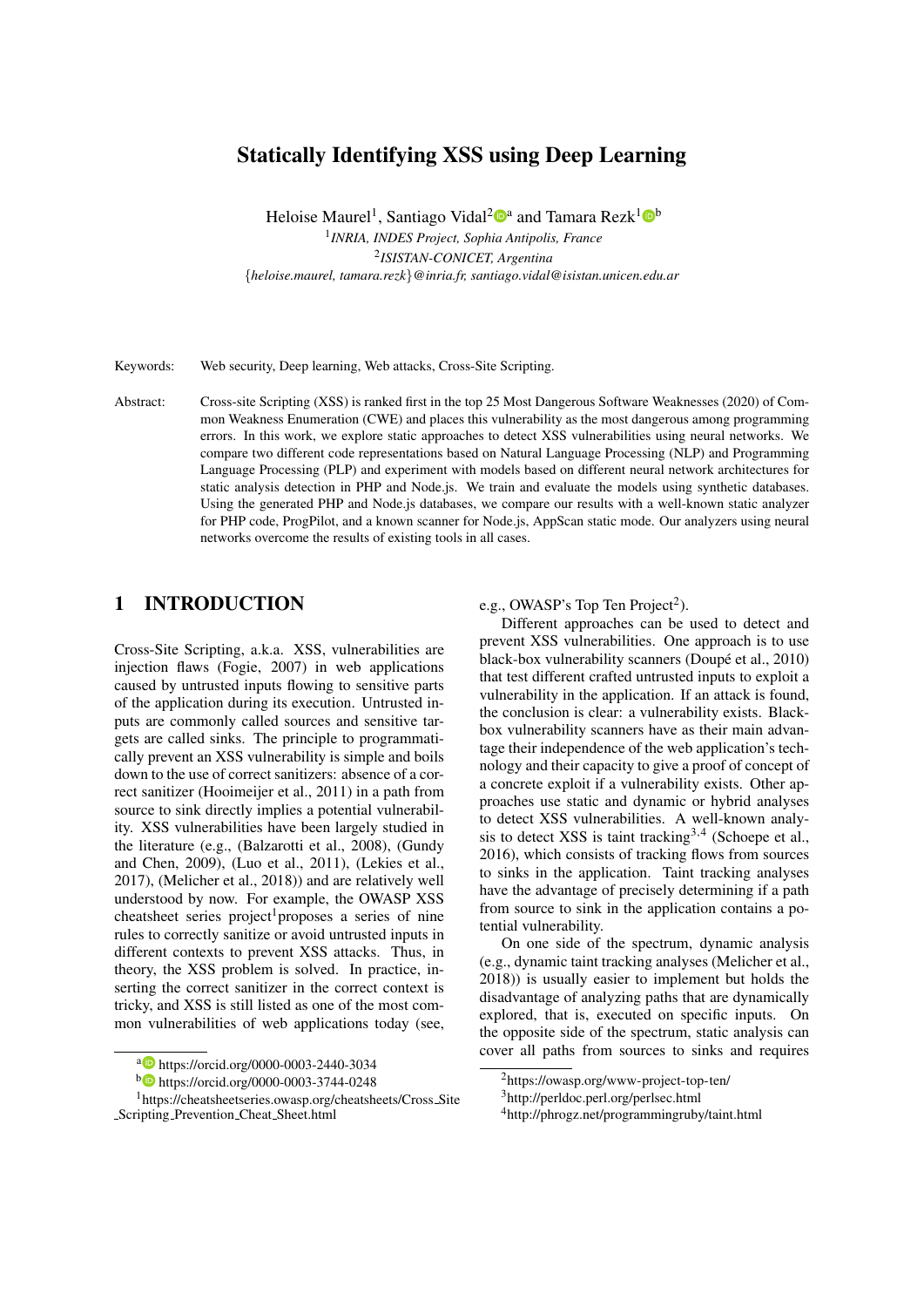# Statically Identifying XSS using Deep Learning

Heloise Maurel[1], Santiago Vidal[2][a] and Tamara Rezk[1][b]

[1] *INRIA, INDES Project, Sophia Antipolis, France*

[2] *ISISTAN-CONICET, Argentina*

{*heloise.maurel, tamara.rezk*}*@inria.fr, santiago.vidal@isistan.unicen.edu.ar*

Keywords: Web security, Deep learning, Web attacks, Cross-Site Scripting.

Abstract: Cross-site Scripting (XSS) is ranked first in the top 25 Most Dangerous Software Weaknesses (2020) of Common Weakness Enumeration (CWE) and places this vulnerability as the most dangerous among programming errors. In this work, we explore static approaches to detect XSS vulnerabilities using neural networks. We compare two different code representations based on Natural Language Processing (NLP) and Programming Language Processing (PLP) and experiment with models based on different neural network architectures for static analysis detection in PHP and Node.js. We train and evaluate the models using synthetic databases. Using the generated PHP and Node.js databases, we compare our results with a well-known static analyzer for PHP code, ProgPilot, and a known scanner for Node.js, AppScan static mode. Our analyzers using neural networks overcome the results of existing tools in all cases.

## 1 INTRODUCTION

Cross-Site Scripting, a.k.a. XSS, vulnerabilities are injection flaws (Fogie, 2007) in web applications caused by untrusted inputs flowing to sensitive parts of the application during its execution. Untrusted inputs are commonly called sources and sensitive targets are called sinks. The principle to programmatically prevent an XSS vulnerability is simple and boils down to the use of correct sanitizers: absence of a correct sanitizer (Hooimeijer et al., 2011) in a path from source to sink directly implies a potential vulnerability. XSS vulnerabilities have been largely studied in the literature (e.g., (Balzarotti et al., 2008), (Gundy and Chen, 2009), (Luo et al., 2011), (Lekies et al., 2017), (Melicher et al., 2018)) and are relatively well understood by now. For example, the OWASP XSS cheatsheet series project[1] proposes a series of nine rules to correctly sanitize or avoid untrusted inputs in different contexts to prevent XSS attacks. Thus, in theory, the XSS problem is solved. In practice, inserting the correct sanitizer in the correct context is tricky, and XSS is still listed as one of the most common vulnerabilities of web applications today (see, e.g., OWASP's Top Ten Project[2]).

Different approaches can be used to detect and prevent XSS vulnerabilities. One approach is to use black-box vulnerability scanners (Doupé et al., 2010) that test different crafted untrusted inputs to exploit a vulnerability in the application. If an attack is found, the conclusion is clear: a vulnerability exists. Black-box vulnerability scanners have as their main advantage their independence of the web application's technology and their capacity to give a proof of concept of a concrete exploit if a vulnerability exists. Other approaches use static and dynamic or hybrid analyses to detect XSS vulnerabilities. A well-known analysis to detect XSS is taint tracking[3,4] (Schoepe et al., 2016), which consists of tracking flows from sources to sinks in the application. Taint tracking analyses have the advantage of precisely determining if a path from source to sink in the application contains a potential vulnerability.

On one side of the spectrum, dynamic analysis (e.g., dynamic taint tracking analyses (Melicher et al., 2018)) is usually easier to implement but holds the disadvantage of analyzing paths that are dynamically explored, that is, executed on specific inputs. On the opposite side of the spectrum, static analysis can cover all paths from sources to sinks and requires

---

[a] https://orcid.org/0000-0003-2440-3034

[b] https://orcid.org/0000-0003-3744-0248

[1] https://cheatsheetseries.owasp.org/cheatsheets/Cross_Site_Scripting_Prevention_Cheat_Sheet.html

[2] https://owasp.org/www-project-top-ten/

[3] http://perldoc.perl.org/perlsec.html

[4] http://phrogz.net/programmingruby/taint.html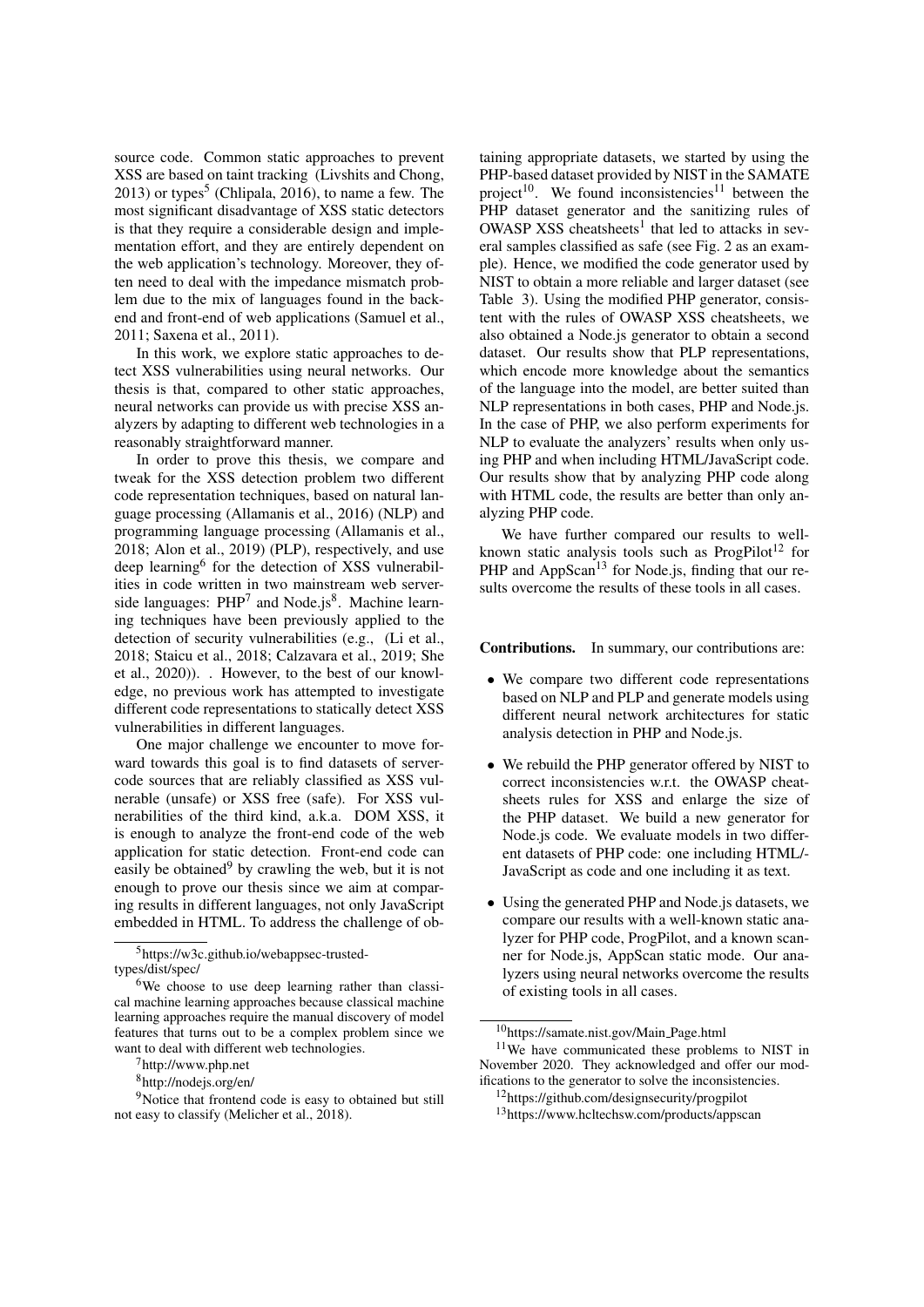source code. Common static approaches to prevent XSS are based on taint tracking (Livshits and Chong, 2013) or types[5] (Chlipala, 2016), to name a few. The most significant disadvantage of XSS static detectors is that they require a considerable design and implementation effort, and they are entirely dependent on the web application's technology. Moreover, they often need to deal with the impedance mismatch problem due to the mix of languages found in the backend and front-end of web applications (Samuel et al., 2011; Saxena et al., 2011).

In this work, we explore static approaches to detect XSS vulnerabilities using neural networks. Our thesis is that, compared to other static approaches, neural networks can provide us with precise XSS analyzers by adapting to different web technologies in a reasonably straightforward manner.

In order to prove this thesis, we compare and tweak for the XSS detection problem two different code representation techniques, based on natural language processing (Allamanis et al., 2016) (NLP) and programming language processing (Allamanis et al., 2018; Alon et al., 2019) (PLP), respectively, and use deep learning[6] for the detection of XSS vulnerabilities in code written in two mainstream web server-side languages: PHP[7] and Node.js[8]. Machine learning techniques have been previously applied to the detection of security vulnerabilities (e.g., (Li et al., 2018; Staicu et al., 2018; Calzavara et al., 2019; She et al., 2020)). . However, to the best of our knowledge, no previous work has attempted to investigate different code representations to statically detect XSS vulnerabilities in different languages.

One major challenge we encounter to move forward towards this goal is to find datasets of server-code sources that are reliably classified as XSS vulnerable (unsafe) or XSS free (safe). For XSS vulnerabilities of the third kind, a.k.a. DOM XSS, it is enough to analyze the front-end code of the web application for static detection. Front-end code can easily be obtained[9] by crawling the web, but it is not enough to prove our thesis since we aim at comparing results in different languages, not only JavaScript embedded in HTML. To address the challenge of obtaining appropriate datasets, we started by using the PHP-based dataset provided by NIST in the SAMATE project[10]. We found inconsistencies[11] between the PHP dataset generator and the sanitizing rules of OWASP XSS cheatsheets[1] that led to attacks in several samples classified as safe (see Fig. 2 as an example). Hence, we modified the code generator used by NIST to obtain a more reliable and larger dataset (see Table 3). Using the modified PHP generator, consistent with the rules of OWASP XSS cheatsheets, we also obtained a Node.js generator to obtain a second dataset. Our results show that PLP representations, which encode more knowledge about the semantics of the language into the model, are better suited than NLP representations in both cases, PHP and Node.js. In the case of PHP, we also perform experiments for NLP to evaluate the analyzers' results when only using PHP and when including HTML/JavaScript code. Our results show that by analyzing PHP code along with HTML code, the results are better than only analyzing PHP code.

We have further compared our results to well-known static analysis tools such as ProgPilot[12] for PHP and AppScan[13] for Node.js, finding that our results overcome the results of these tools in all cases.

**Contributions.** In summary, our contributions are:

- We compare two different code representations based on NLP and PLP and generate models using different neural network architectures for static analysis detection in PHP and Node.js.
- We rebuild the PHP generator offered by NIST to correct inconsistencies w.r.t. the OWASP cheatsheets rules for XSS and enlarge the size of the PHP dataset. We build a new generator for Node.js code. We evaluate models in two different datasets of PHP code: one including HTML/-JavaScript as code and one including it as text.
- Using the generated PHP and Node.js datasets, we compare our results with a well-known static analyzer for PHP code, ProgPilot, and a known scanner for Node.js, AppScan static mode. Our analyzers using neural networks overcome the results of existing tools in all cases.

---

[5] https://w3c.github.io/webappsec-trusted-types/dist/spec/

[6] We choose to use deep learning rather than classical machine learning approaches because classical machine learning approaches require the manual discovery of model features that turns out to be a complex problem since we want to deal with different web technologies.

[7] http://www.php.net

[8] http://nodejs.org/en/

[9] Notice that frontend code is easy to obtained but still not easy to classify (Melicher et al., 2018).

[10] https://samate.nist.gov/Main_Page.html

[11] We have communicated these problems to NIST in November 2020. They acknowledged and offer our modifications to the generator to solve the inconsistencies.

[12] https://github.com/designsecurity/progpilot

[13] https://www.hcltechsw.com/products/appscan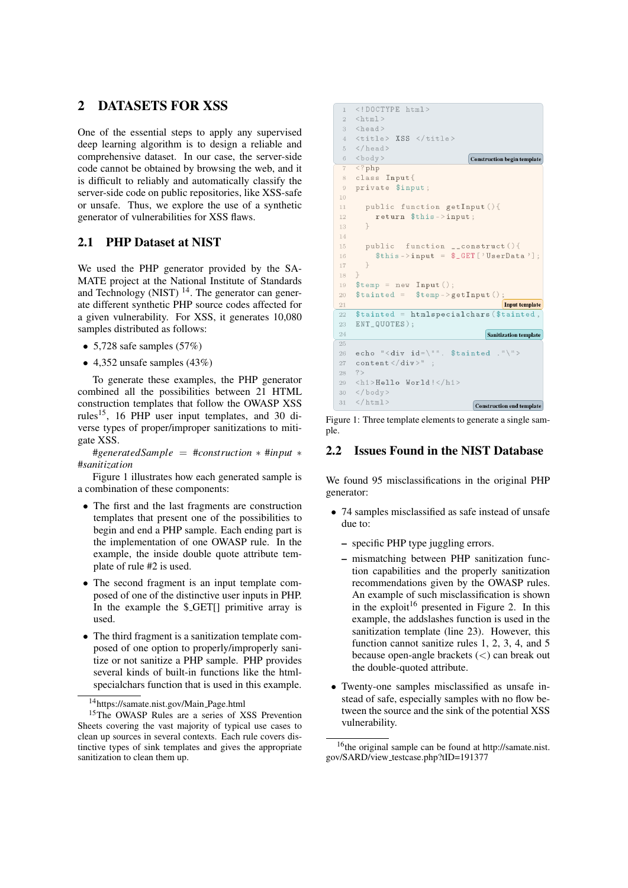## 2 DATASETS FOR XSS

One of the essential steps to apply any supervised deep learning algorithm is to design a reliable and comprehensive dataset. In our case, the server-side code cannot be obtained by browsing the web, and it is difficult to reliably and automatically classify the server-side code on public repositories, like XSS-safe or unsafe. Thus, we explore the use of a synthetic generator of vulnerabilities for XSS flaws.

### 2.1 PHP Dataset at NIST

We used the PHP generator provided by the SAMATE project at the National Institute of Standards and Technology (NIST) [14]. The generator can generate different synthetic PHP source codes affected for a given vulnerability. For XSS, it generates 10,080 samples distributed as follows:

- 5,728 safe samples (57%)
- 4,352 unsafe samples (43%)

To generate these examples, the PHP generator combined all the possibilities between 21 HTML construction templates that follow the OWASP XSS rules[15], 16 PHP user input templates, and 30 diverse types of proper/improper sanitizations to mitigate XSS.

$\#generatedSample = \#construction * \#input * \#sanitization$

Figure 1 illustrates how each generated sample is a combination of these components:

- The first and the last fragments are construction templates that present one of the possibilities to begin and end a PHP sample. Each ending part is the implementation of one OWASP rule. In the example, the inside double quote attribute template of rule #2 is used.
- The second fragment is an input template composed of one of the distinctive user inputs in PHP. In the example the $_GET[] primitive array is used.
- The third fragment is a sanitization template composed of one option to properly/improperly sanitize or not sanitize a PHP sample. PHP provides several kinds of built-in functions like the htmlspecialchars function that is used in this example.

```
1  <!DOCTYPE html>
2  <html>
3  <head>
4  <title> XSS </title>
5  </head>
6  <body>                                    Construction begin template
7  <?php
8  class Input{
9  private $input;
10
11   public function getInput(){
12     return $this->input;
13   }
14
15   public  function __construct(){
16     $this->input = $_GET['UserData'];
17   }
18 }
19 $temp = new Input();
20 $tainted =  $temp->getInput();
21                                           Input template
22 $tainted = htmlspecialchars($tainted,
23 ENT_QUOTES);
24                                           Sanitization template
25
26 echo "<div id=\"". $tainted ."\">
27 content</div>" ;
28 ?>
29 <h1>Hello World!</h1>
30 </body>
31 </html>                                   Construction end template
```

Figure 1: Three template elements to generate a single sample.

### 2.2 Issues Found in the NIST Database

We found 95 misclassifications in the original PHP generator:

- 74 samples misclassified as safe instead of unsafe due to:
  - specific PHP type juggling errors.
  - mismatching between PHP sanitization function capabilities and the properly sanitization recommendations given by the OWASP rules. An example of such misclassification is shown in the exploit[16] presented in Figure 2. In this example, the addslashes function is used in the sanitization template (line 23). However, this function cannot sanitize rules 1, 2, 3, 4, and 5 because open-angle brackets (<) can break out the double-quoted attribute.
- Twenty-one samples misclassified as unsafe instead of safe, especially samples with no flow between the source and the sink of the potential XSS vulnerability.

[14] https://samate.nist.gov/Main_Page.html

[15] The OWASP Rules are a series of XSS Prevention Sheets covering the vast majority of typical use cases to clean up sources in several contexts. Each rule covers distinctive types of sink templates and gives the appropriate sanitization to clean them up.

[16] the original sample can be found at http://samate.nist.gov/SARD/view_testcase.php?tID=191377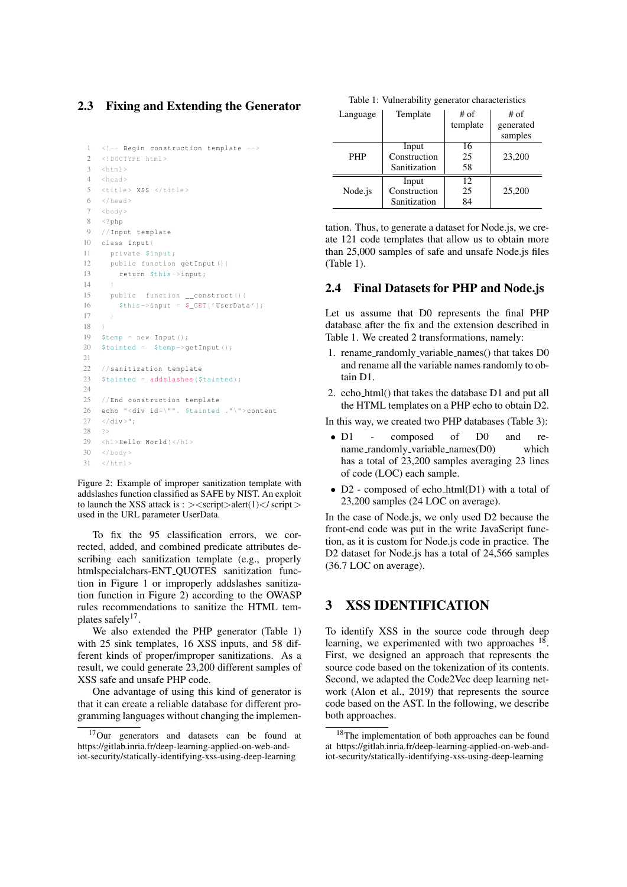### 2.3 Fixing and Extending the Generator

```
<!-- Begin construction template -->
<!DOCTYPE html>
<html>
<head>
<title> XSS </title>
</head>
<body>
<?php
//Input template
class Input{
  private $input;
  public function getInput(){
    return $this->input;
  }
  public  function __construct(){
    $this->input = $_GET['UserData'];
  }
}
$temp = new Input();
$tainted =  $temp->getInput();

//sanitization template
$tainted = addslashes($tainted);

//End construction template
echo "<div id=\"". $tainted ."\">content
</div>";
?>
<h1>Hello World!</h1>
</body>
</html>
```

Figure 2: Example of improper sanitization template with addslashes function classified as SAFE by NIST. An exploit to launch the XSS attack is : ><script>alert(1)</ script > used in the URL parameter UserData.

To fix the 95 classification errors, we corrected, added, and combined predicate attributes describing each sanitization template (e.g., properly htmlspecialchars-ENT_QUOTES sanitization function in Figure 1 or improperly addslashes sanitization function in Figure 2) according to the OWASP rules recommendations to sanitize the HTML templates safely[17].

We also extended the PHP generator (Table 1) with 25 sink templates, 16 XSS inputs, and 58 different kinds of proper/improper sanitizations. As a result, we could generate 23,200 different samples of XSS safe and unsafe PHP code.

One advantage of using this kind of generator is that it can create a reliable database for different programming languages without changing the implementation. Thus, to generate a dataset for Node.js, we create 121 code templates that allow us to obtain more than 25,000 samples of safe and unsafe Node.js files (Table 1).

Table 1: Vulnerability generator characteristics

| Language | Template | # of template | # of generated samples |
|---|---|---|---|
| PHP | Input | 16 | 23,200 |
| | Construction | 25 | |
| | Sanitization | 58 | |
| Node.js | Input | 12 | 25,200 |
| | Construction | 25 | |
| | Sanitization | 84 | |

### 2.4 Final Datasets for PHP and Node.js

Let us assume that D0 represents the final PHP database after the fix and the extension described in Table 1. We created 2 transformations, namely:

1. rename_randomly_variable_names() that takes D0 and rename all the variable names randomly to obtain D1.
2. echo_html() that takes the database D1 and put all the HTML templates on a PHP echo to obtain D2.

In this way, we created two PHP databases (Table 3):

- D1 - composed of D0 and rename_randomly_variable_names(D0) which has a total of 23,200 samples averaging 23 lines of code (LOC) each sample.
- D2 - composed of echo_html(D1) with a total of 23,200 samples (24 LOC on average).

In the case of Node.js, we only used D2 because the front-end code was put in the write JavaScript function, as it is custom for Node.js code in practice. The D2 dataset for Node.js has a total of 24,566 samples (36.7 LOC on average).

## 3 XSS IDENTIFICATION

To identify XSS in the source code through deep learning, we experimented with two approaches [18]. First, we designed an approach that represents the source code based on the tokenization of its contents. Second, we adapted the Code2Vec deep learning network (Alon et al., 2019) that represents the source code based on the AST. In the following, we describe both approaches.

[17] Our generators and datasets can be found at https://gitlab.inria.fr/deep-learning-applied-on-web-and-iot-security/statically-identifying-xss-using-deep-learning

[18] The implementation of both approaches can be found at https://gitlab.inria.fr/deep-learning-applied-on-web-and-iot-security/statically-identifying-xss-using-deep-learning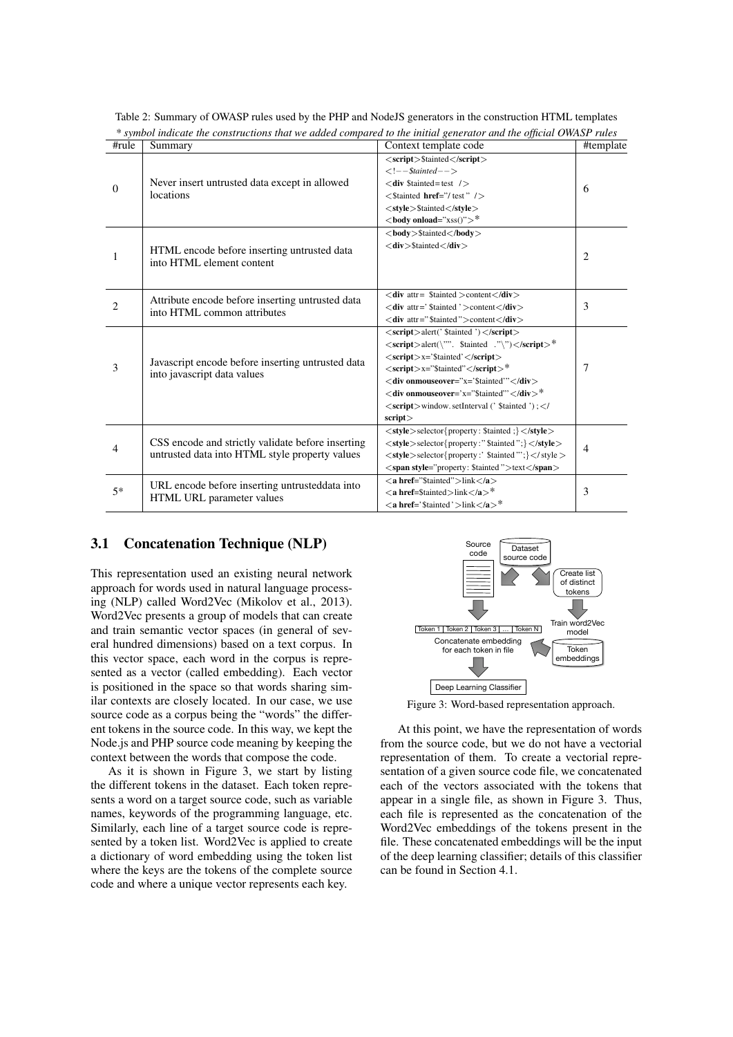Table 2: Summary of OWASP rules used by the PHP and NodeJS generators in the construction HTML templates

*\* symbol indicate the constructions that we added compared to the initial generator and the official OWASP rules*

| #rule | Summary | Context template code | #template |
|---|---|---|---|
| 0 | Never insert untrusted data except in allowed locations | <**script**>$tainted</**script**><br><!−−$tainted−−><br><**div** $tainted=test /><br><$tainted **href**="/ test " /><br><**style**>$tainted</**style**><br><**body onload**="xss()">* | 6 |
| 1 | HTML encode before inserting untrusted data into HTML element content | <**body**>$tainted</**body**><br><**div**>$tainted</**div**> | 2 |
| 2 | Attribute encode before inserting untrusted data into HTML common attributes | <**div** attr= $tainted >content</**div**><br><**div** attr=' $tainted ' >content</**div**><br><**div** attr=" $tainted ">content</**div**> | 3 |
| 3 | Javascript encode before inserting untrusted data into javascript data values | <**script**>alert(' $tainted ')</**script**><br><**script**>alert(\"". $tainted ."\")</**script**>*<br><**script**>x='$tainted'</**script**><br><**script**>x="$tainted"</**script**>*<br><**div onmouseover**="x='$tainted'"</**div**><br><**div onmouseover**='x="$tainted"'</**div**>*<br><**script**>window. setInterval (' $tainted ');</ **script**> | 7 |
| 4 | CSS encode and strictly validate before inserting untrusted data into HTML style property values | <**style**>selector{property : $tainted ;}</**style**><br><**style**>selector{property :" $tainted ";}</**style**><br><**style**>selector{property :' $tainted ';}</ style ><br><**span style**="property: $tainted ">text</**span**> | 4 |
| 5* | URL encode before inserting untrusteddata into HTML URL parameter values | <**a href**="$tainted">link</**a**><br><**a href**=$tainted>link</**a**>*<br><**a href**='$tainted'>link</**a**>* | 3 |

### 3.1 Concatenation Technique (NLP)

This representation used an existing neural network approach for words used in natural language processing (NLP) called Word2Vec (Mikolov et al., 2013). Word2Vec presents a group of models that can create and train semantic vector spaces (in general of several hundred dimensions) based on a text corpus. In this vector space, each word in the corpus is represented as a vector (called embedding). Each vector is positioned in the space so that words sharing similar contexts are closely located. In our case, we use source code as a corpus being the "words" the different tokens in the source code. In this way, we kept the Node.js and PHP source code meaning by keeping the context between the words that compose the code.

As it is shown in Figure 3, we start by listing the different tokens in the dataset. Each token represents a word on a target source code, such as variable names, keywords of the programming language, etc. Similarly, each line of a target source code is represented by a token list. Word2Vec is applied to create a dictionary of word embedding using the token list where the keys are the tokens of the complete source code and where a unique vector represents each key.

Figure 3: Word-based representation approach.

At this point, we have the representation of words from the source code, but we do not have a vectorial representation of them. To create a vectorial representation of a given source code file, we concatenated each of the vectors associated with the tokens that appear in a single file, as shown in Figure 3. Thus, each file is represented as the concatenation of the Word2Vec embeddings of the tokens present in the file. These concatenated embeddings will be the input of the deep learning classifier; details of this classifier can be found in Section 4.1.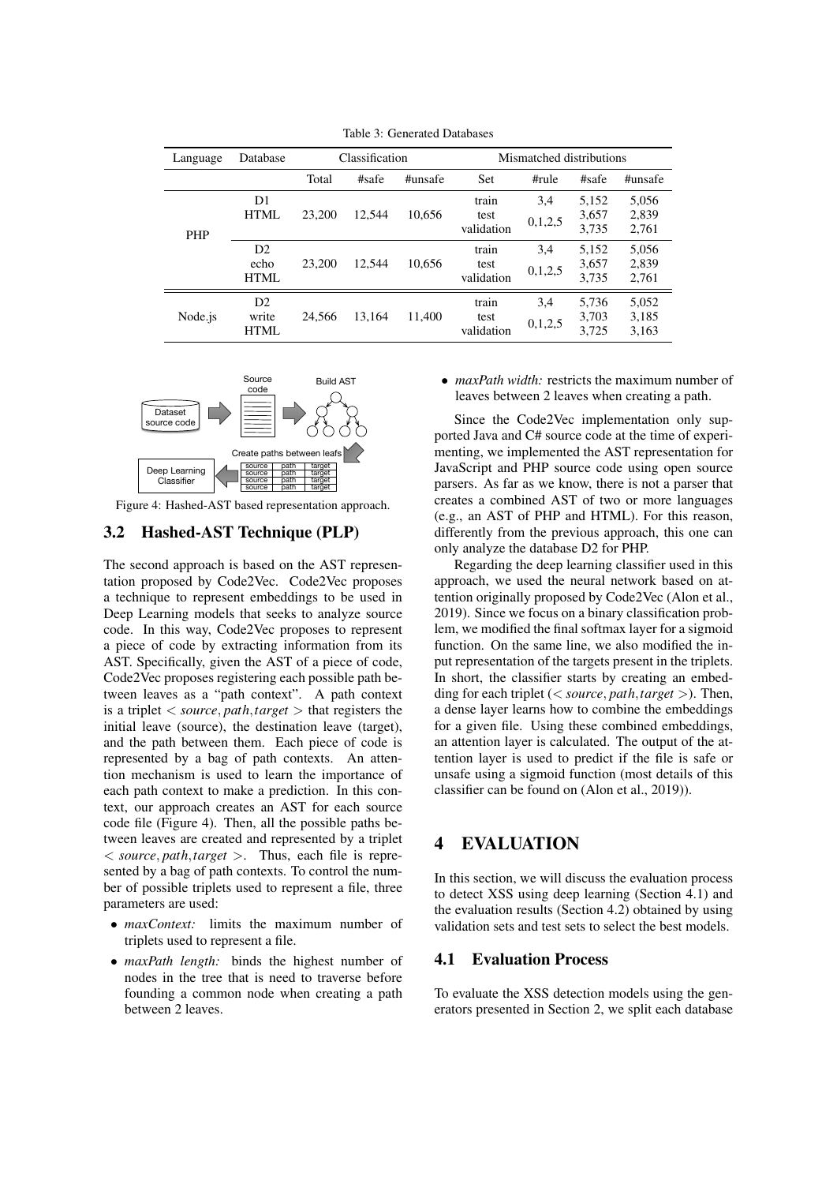Table 3: Generated Databases

| Language | Database | Classification | | | Mismatched distributions | | | |
|---|---|---|---|---|---|---|---|---|
| | | Total | #safe | #unsafe | Set | #rule | #safe | #unsafe |
| PHP | D1 HTML | 23,200 | 12,544 | 10,656 | train | 3,4 | 5,152 | 5,056 |
| | | | | | test | 0,1,2,5 | 3,657 | 2,839 |
| | | | | | validation | | 3,735 | 2,761 |
| | D2 echo HTML | 23,200 | 12,544 | 10,656 | train | 3,4 | 5,152 | 5,056 |
| | | | | | test | 0,1,2,5 | 3,657 | 2,839 |
| | | | | | validation | | 3,735 | 2,761 |
| Node.js | D2 write HTML | 24,566 | 13,164 | 11,400 | train | 3,4 | 5,736 | 5,052 |
| | | | | | test | 0,1,2,5 | 3,703 | 3,185 |
| | | | | | validation | | 3,725 | 3,163 |

Figure 4: Hashed-AST based representation approach.

## 3.2 Hashed-AST Technique (PLP)

The second approach is based on the AST representation proposed by Code2Vec. Code2Vec proposes a technique to represent embeddings to be used in Deep Learning models that seeks to analyze source code. In this way, Code2Vec proposes to represent a piece of code by extracting information from its AST. Specifically, given the AST of a piece of code, Code2Vec proposes registering each possible path between leaves as a "path context". A path context is a triplet $< source, path, target >$ that registers the initial leave (source), the destination leave (target), and the path between them. Each piece of code is represented by a bag of path contexts. An attention mechanism is used to learn the importance of each path context to make a prediction. In this context, our approach creates an AST for each source code file (Figure 4). Then, all the possible paths between leaves are created and represented by a triplet $< source, path, target >$. Thus, each file is represented by a bag of path contexts. To control the number of possible triplets used to represent a file, three parameters are used:

- *maxContext:* limits the maximum number of triplets used to represent a file.
- *maxPath length:* binds the highest number of nodes in the tree that is need to traverse before founding a common node when creating a path between 2 leaves.
- *maxPath width:* restricts the maximum number of leaves between 2 leaves when creating a path.

Since the Code2Vec implementation only supported Java and C# source code at the time of experimenting, we implemented the AST representation for JavaScript and PHP source code using open source parsers. As far as we know, there is not a parser that creates a combined AST of two or more languages (e.g., an AST of PHP and HTML). For this reason, differently from the previous approach, this one can only analyze the database D2 for PHP.

Regarding the deep learning classifier used in this approach, we used the neural network based on attention originally proposed by Code2Vec (Alon et al., 2019). Since we focus on a binary classification problem, we modified the final softmax layer for a sigmoid function. On the same line, we also modified the input representation of the targets present in the triplets. In short, the classifier starts by creating an embedding for each triplet ($< source, path, target >$). Then, a dense layer learns how to combine the embeddings for a given file. Using these combined embeddings, an attention layer is calculated. The output of the attention layer is used to predict if the file is safe or unsafe using a sigmoid function (most details of this classifier can be found on (Alon et al., 2019)).

# 4 EVALUATION

In this section, we will discuss the evaluation process to detect XSS using deep learning (Section 4.1) and the evaluation results (Section 4.2) obtained by using validation sets and test sets to select the best models.

## 4.1 Evaluation Process

To evaluate the XSS detection models using the generators presented in Section 2, we split each database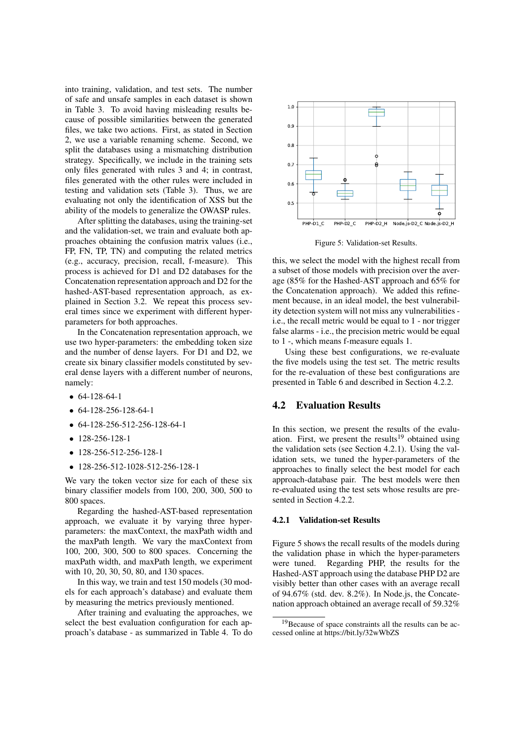into training, validation, and test sets. The number of safe and unsafe samples in each dataset is shown in Table 3. To avoid having misleading results because of possible similarities between the generated files, we take two actions. First, as stated in Section 2, we use a variable renaming scheme. Second, we split the databases using a mismatching distribution strategy. Specifically, we include in the training sets only files generated with rules 3 and 4; in contrast, files generated with the other rules were included in testing and validation sets (Table 3). Thus, we are evaluating not only the identification of XSS but the ability of the models to generalize the OWASP rules.

After splitting the databases, using the training-set and the validation-set, we train and evaluate both approaches obtaining the confusion matrix values (i.e., FP, FN, TP, TN) and computing the related metrics (e.g., accuracy, precision, recall, f-measure). This process is achieved for D1 and D2 databases for the Concatenation representation approach and D2 for the hashed-AST-based representation approach, as explained in Section 3.2. We repeat this process several times since we experiment with different hyper-parameters for both approaches.

In the Concatenation representation approach, we use two hyper-parameters: the embedding token size and the number of dense layers. For D1 and D2, we create six binary classifier models constituted by several dense layers with a different number of neurons, namely:

- 64-128-64-1
- 64-128-256-128-64-1
- 64-128-256-512-256-128-64-1
- 128-256-128-1
- 128-256-512-256-128-1
- 128-256-512-1028-512-256-128-1

We vary the token vector size for each of these six binary classifier models from 100, 200, 300, 500 to 800 spaces.

Regarding the hashed-AST-based representation approach, we evaluate it by varying three hyper-parameters: the maxContext, the maxPath width and the maxPath length. We vary the maxContext from 100, 200, 300, 500 to 800 spaces. Concerning the maxPath width, and maxPath length, we experiment with 10, 20, 30, 50, 80, and 130 spaces.

In this way, we train and test 150 models (30 models for each approach's database) and evaluate them by measuring the metrics previously mentioned.

After training and evaluating the approaches, we select the best evaluation configuration for each approach's database - as summarized in Table 4. To do this, we select the model with the highest recall from a subset of those models with precision over the average (85% for the Hashed-AST approach and 65% for the Concatenation approach). We added this refinement because, in an ideal model, the best vulnerability detection system will not miss any vulnerabilities - i.e., the recall metric would be equal to 1 - nor trigger false alarms - i.e., the precision metric would be equal to 1 -, which means f-measure equals 1.

Using these best configurations, we re-evaluate the five models using the test set. The metric results for the re-evaluation of these best configurations are presented in Table 6 and described in Section 4.2.2.

Figure 5: Validation-set Results.

## 4.2 Evaluation Results

In this section, we present the results of the evaluation. First, we present the results[19] obtained using the validation sets (see Section 4.2.1). Using the validation sets, we tuned the hyper-parameters of the approaches to finally select the best model for each approach-database pair. The best models were then re-evaluated using the test sets whose results are presented in Section 4.2.2.

### 4.2.1 Validation-set Results

Figure 5 shows the recall results of the models during the validation phase in which the hyper-parameters were tuned. Regarding PHP, the results for the Hashed-AST approach using the database PHP D2 are visibly better than other cases with an average recall of 94.67% (std. dev. 8.2%). In Node.js, the Concatenation approach obtained an average recall of 59.32%

[19]Because of space constraints all the results can be accessed online at https://bit.ly/32wWbZS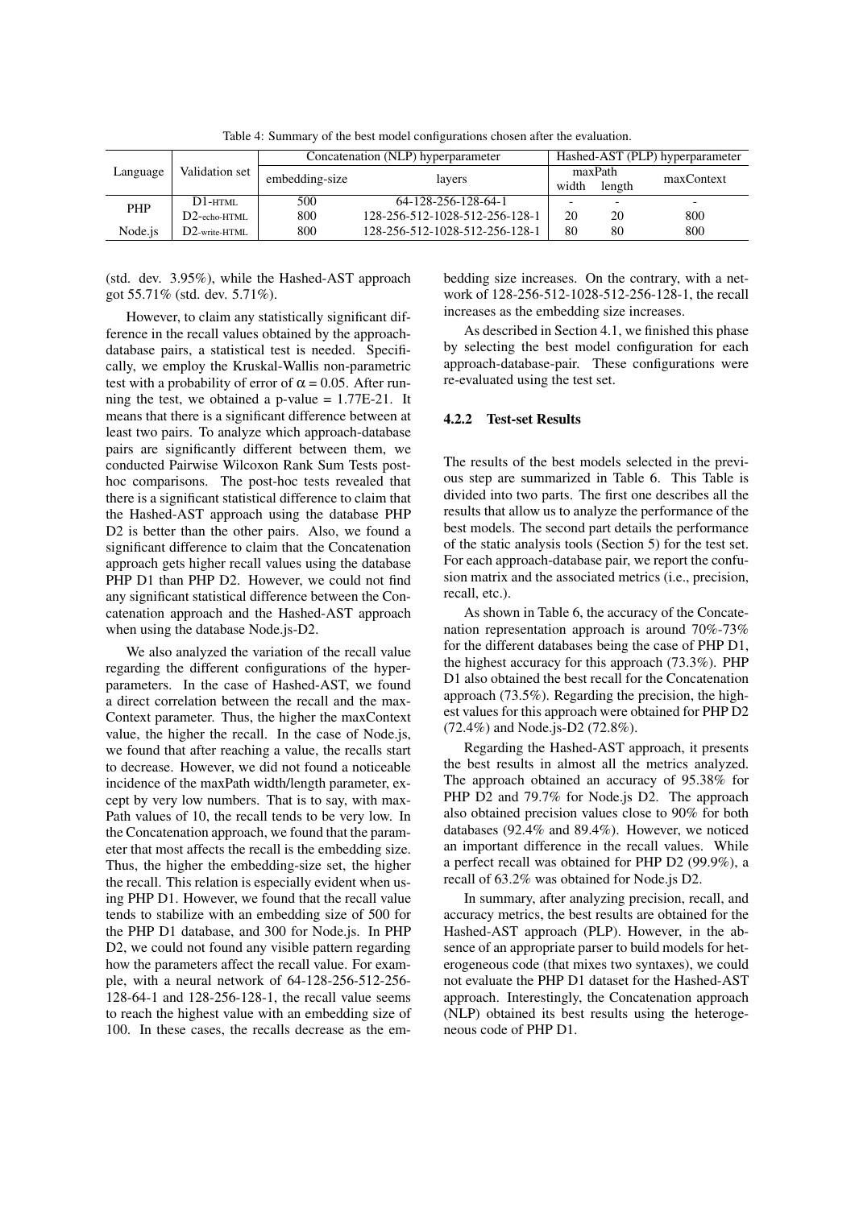Table 4: Summary of the best model configurations chosen after the evaluation.

| Language | Validation set | Concatenation (NLP) hyperparameter | | Hashed-AST (PLP) hyperparameter | | |
|---|---|---|---|---|---|---|
| | | embedding-size | layers | maxPath | | maxContext |
| | | | | width | length | |
| PHP | D1-HTML | 500 | 64-128-256-128-64-1 | - | - | - |
| | D2-echo-HTML | 800 | 128-256-512-1028-512-256-128-1 | 20 | 20 | 800 |
| Node.js | D2-write-HTML | 800 | 128-256-512-1028-512-256-128-1 | 80 | 80 | 800 |

(std. dev. 3.95%), while the Hashed-AST approach got 55.71% (std. dev. 5.71%).

However, to claim any statistically significant difference in the recall values obtained by the approach-database pairs, a statistical test is needed. Specifically, we employ the Kruskal-Wallis non-parametric test with a probability of error of $\alpha = 0.05$. After running the test, we obtained a p-value = 1.77E-21. It means that there is a significant difference between at least two pairs. To analyze which approach-database pairs are significantly different between them, we conducted Pairwise Wilcoxon Rank Sum Tests post-hoc comparisons. The post-hoc tests revealed that there is a significant statistical difference to claim that the Hashed-AST approach using the database PHP D2 is better than the other pairs. Also, we found a significant difference to claim that the Concatenation approach gets higher recall values using the database PHP D1 than PHP D2. However, we could not find any significant statistical difference between the Concatenation approach and the Hashed-AST approach when using the database Node.js-D2.

We also analyzed the variation of the recall value regarding the different configurations of the hyperparameters. In the case of Hashed-AST, we found a direct correlation between the recall and the maxContext parameter. Thus, the higher the maxContext value, the higher the recall. In the case of Node.js, we found that after reaching a value, the recalls start to decrease. However, we did not found a noticeable incidence of the maxPath width/length parameter, except by very low numbers. That is to say, with maxPath values of 10, the recall tends to be very low. In the Concatenation approach, we found that the parameter that most affects the recall is the embedding size. Thus, the higher the embedding-size set, the higher the recall. This relation is especially evident when using PHP D1. However, we found that the recall value tends to stabilize with an embedding size of 500 for the PHP D1 database, and 300 for Node.js. In PHP D2, we could not found any visible pattern regarding how the parameters affect the recall value. For example, with a neural network of 64-128-256-512-256-128-64-1 and 128-256-128-1, the recall value seems to reach the highest value with an embedding size of 100. In these cases, the recalls decrease as the embedding size increases. On the contrary, with a network of 128-256-512-1028-512-256-128-1, the recall increases as the embedding size increases.

As described in Section 4.1, we finished this phase by selecting the best model configuration for each approach-database-pair. These configurations were re-evaluated using the test set.

#### 4.2.2 Test-set Results

The results of the best models selected in the previous step are summarized in Table 6. This Table is divided into two parts. The first one describes all the results that allow us to analyze the performance of the best models. The second part details the performance of the static analysis tools (Section 5) for the test set. For each approach-database pair, we report the confusion matrix and the associated metrics (i.e., precision, recall, etc.).

As shown in Table 6, the accuracy of the Concatenation representation approach is around 70%-73% for the different databases being the case of PHP D1, the highest accuracy for this approach (73.3%). PHP D1 also obtained the best recall for the Concatenation approach (73.5%). Regarding the precision, the highest values for this approach were obtained for PHP D2 (72.4%) and Node.js-D2 (72.8%).

Regarding the Hashed-AST approach, it presents the best results in almost all the metrics analyzed. The approach obtained an accuracy of 95.38% for PHP D2 and 79.7% for Node.js D2. The approach also obtained precision values close to 90% for both databases (92.4% and 89.4%). However, we noticed an important difference in the recall values. While a perfect recall was obtained for PHP D2 (99.9%), a recall of 63.2% was obtained for Node.js D2.

In summary, after analyzing precision, recall, and accuracy metrics, the best results are obtained for the Hashed-AST approach (PLP). However, in the absence of an appropriate parser to build models for heterogeneous code (that mixes two syntaxes), we could not evaluate the PHP D1 dataset for the Hashed-AST approach. Interestingly, the Concatenation approach (NLP) obtained its best results using the heterogeneous code of PHP D1.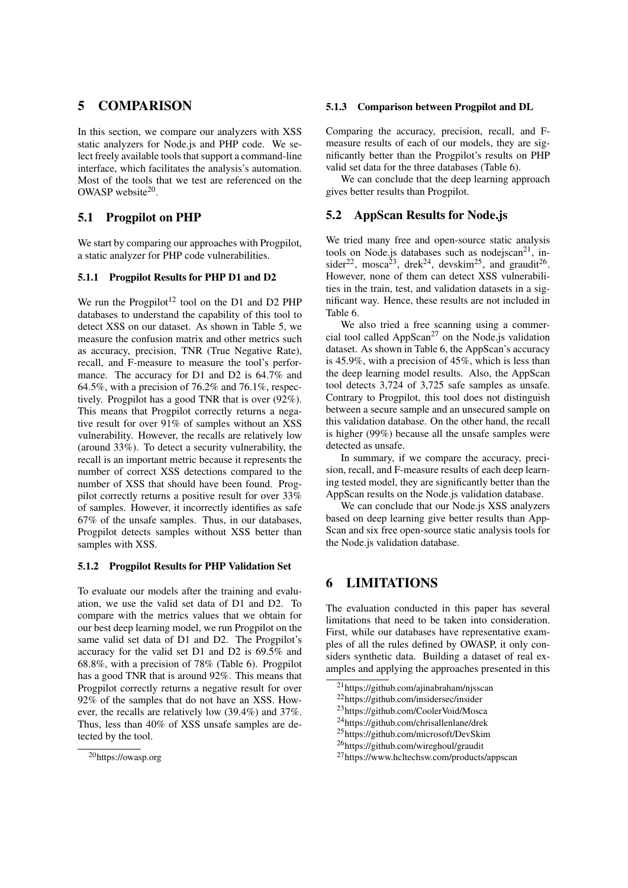# 5 COMPARISON

In this section, we compare our analyzers with XSS static analyzers for Node.js and PHP code. We select freely available tools that support a command-line interface, which facilitates the analysis's automation. Most of the tools that we test are referenced on the OWASP website[20].

## 5.1 Progpilot on PHP

We start by comparing our approaches with Progpilot, a static analyzer for PHP code vulnerabilities.

### 5.1.1 Progpilot Results for PHP D1 and D2

We run the Progpilot[12] tool on the D1 and D2 PHP databases to understand the capability of this tool to detect XSS on our dataset. As shown in Table 5, we measure the confusion matrix and other metrics such as accuracy, precision, TNR (True Negative Rate), recall, and F-measure to measure the tool's performance. The accuracy for D1 and D2 is 64.7% and 64.5%, with a precision of 76.2% and 76.1%, respectively. Progpilot has a good TNR that is over (92%). This means that Progpilot correctly returns a negative result for over 91% of samples without an XSS vulnerability. However, the recalls are relatively low (around 33%). To detect a security vulnerability, the recall is an important metric because it represents the number of correct XSS detections compared to the number of XSS that should have been found. Progpilot correctly returns a positive result for over 33% of samples. However, it incorrectly identifies as safe 67% of the unsafe samples. Thus, in our databases, Progpilot detects samples without XSS better than samples with XSS.

### 5.1.2 Progpilot Results for PHP Validation Set

To evaluate our models after the training and evaluation, we use the valid set data of D1 and D2. To compare with the metrics values that we obtain for our best deep learning model, we run Progpilot on the same valid set data of D1 and D2. The Progpilot's accuracy for the valid set D1 and D2 is 69.5% and 68.8%, with a precision of 78% (Table 6). Progpilot has a good TNR that is around 92%. This means that Progpilot correctly returns a negative result for over 92% of the samples that do not have an XSS. However, the recalls are relatively low (39.4%) and 37%. Thus, less than 40% of XSS unsafe samples are detected by the tool.

[20] https://owasp.org

### 5.1.3 Comparison between Progpilot and DL

Comparing the accuracy, precision, recall, and F-measure results of each of our models, they are significantly better than the Progpilot's results on PHP valid set data for the three databases (Table 6).

We can conclude that the deep learning approach gives better results than Progpilot.

## 5.2 AppScan Results for Node.js

We tried many free and open-source static analysis tools on Node.js databases such as nodejscan[21], insider[22], mosca[23], drek[24], devskim[25], and graudit[26]. However, none of them can detect XSS vulnerabilities in the train, test, and validation datasets in a significant way. Hence, these results are not included in Table 6.

We also tried a free scanning using a commercial tool called AppScan[27] on the Node.js validation dataset. As shown in Table 6, the AppScan's accuracy is 45.9%, with a precision of 45%, which is less than the deep learning model results. Also, the AppScan tool detects 3,724 of 3,725 safe samples as unsafe. Contrary to Progpilot, this tool does not distinguish between a secure sample and an unsecured sample on this validation database. On the other hand, the recall is higher (99%) because all the unsafe samples were detected as unsafe.

In summary, if we compare the accuracy, precision, recall, and F-measure results of each deep learning tested model, they are significantly better than the AppScan results on the Node.js validation database.

We can conclude that our Node.js XSS analyzers based on deep learning give better results than AppScan and six free open-source static analysis tools for the Node.js validation database.

# 6 LIMITATIONS

The evaluation conducted in this paper has several limitations that need to be taken into consideration. First, while our databases have representative examples of all the rules defined by OWASP, it only considers synthetic data. Building a dataset of real examples and applying the approaches presented in this

[21] https://github.com/ajinabraham/njsscan
[22] https://github.com/insidersec/insider
[23] https://github.com/CoolerVoid/Mosca
[24] https://github.com/chrisallenlane/drek
[25] https://github.com/microsoft/DevSkim
[26] https://github.com/wireghoul/graudit
[27] https://www.hcltechsw.com/products/appscan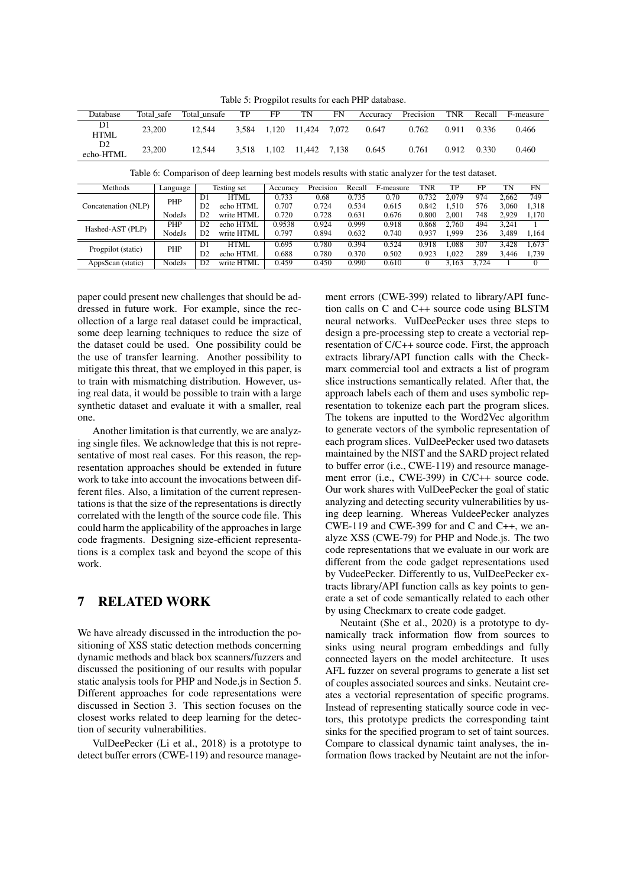Table 5: Progpilot results for each PHP database.

| Database | Total_safe | Total_unsafe | TP | FP | TN | FN | Accuracy | Precision | TNR | Recall | F-measure |
|---|---|---|---|---|---|---|---|---|---|---|---|
| D1 HTML | 23,200 | 12,544 | 3,584 | 1,120 | 11,424 | 7,072 | 0.647 | 0.762 | 0.911 | 0.336 | 0.466 |
| D2 echo-HTML | 23,200 | 12,544 | 3,518 | 1,102 | 11,442 | 7,138 | 0.645 | 0.761 | 0.912 | 0.330 | 0.460 |

Table 6: Comparison of deep learning best models results with static analyzer for the test dataset.

| Methods | Language | Testing set | | Accuracy | Precision | Recall | F-measure | TNR | TP | FP | TN | FN |
|---|---|---|---|---|---|---|---|---|---|---|---|---|
| Concatenation (NLP) | PHP | D1 | HTML | 0.733 | 0.68 | 0.735 | 0.70 | 0.732 | 2,079 | 974 | 2,662 | 749 |
| | | D2 | echo HTML | 0.707 | 0.724 | 0.534 | 0.615 | 0.842 | 1,510 | 576 | 3,060 | 1,318 |
| | NodeJs | D2 | write HTML | 0.720 | 0.728 | 0.631 | 0.676 | 0.800 | 2,001 | 748 | 2,929 | 1,170 |
| Hashed-AST (PLP) | PHP | D2 | echo HTML | 0.9538 | 0.924 | 0.999 | 0.918 | 0.868 | 2,760 | 494 | 3,241 | 1 |
| | NodeJs | D2 | write HTML | 0.797 | 0.894 | 0.632 | 0.740 | 0.937 | 1,999 | 236 | 3,489 | 1,164 |
| Progpilot (static) | PHP | D1 | HTML | 0.695 | 0.780 | 0.394 | 0.524 | 0.918 | 1,088 | 307 | 3,428 | 1,673 |
| | | D2 | echo HTML | 0.688 | 0.780 | 0.370 | 0.502 | 0.923 | 1,022 | 289 | 3,446 | 1,739 |
| AppsScan (static) | NodeJs | D2 | write HTML | 0.459 | 0.450 | 0.990 | 0.610 | 0 | 3,163 | 3,724 | 1 | 0 |

paper could present new challenges that should be addressed in future work. For example, since the recollection of a large real dataset could be impractical, some deep learning techniques to reduce the size of the dataset could be used. One possibility could be the use of transfer learning. Another possibility to mitigate this threat, that we employed in this paper, is to train with mismatching distribution. However, using real data, it would be possible to train with a large synthetic dataset and evaluate it with a smaller, real one.

Another limitation is that currently, we are analyzing single files. We acknowledge that this is not representative of most real cases. For this reason, the representation approaches should be extended in future work to take into account the invocations between different files. Also, a limitation of the current representations is that the size of the representations is directly correlated with the length of the source code file. This could harm the applicability of the approaches in large code fragments. Designing size-efficient representations is a complex task and beyond the scope of this work.

## 7 RELATED WORK

We have already discussed in the introduction the positioning of XSS static detection methods concerning dynamic methods and black box scanners/fuzzers and discussed the positioning of our results with popular static analysis tools for PHP and Node.js in Section 5. Different approaches for code representations were discussed in Section 3. This section focuses on the closest works related to deep learning for the detection of security vulnerabilities.

VulDeePecker (Li et al., 2018) is a prototype to detect buffer errors (CWE-119) and resource management errors (CWE-399) related to library/API function calls on C and C++ source code using BLSTM neural networks. VulDeePecker uses three steps to design a pre-processing step to create a vectorial representation of C/C++ source code. First, the approach extracts library/API function calls with the Checkmarx commercial tool and extracts a list of program slice instructions semantically related. After that, the approach labels each of them and uses symbolic representation to tokenize each part the program slices. The tokens are inputted to the Word2Vec algorithm to generate vectors of the symbolic representation of each program slices. VulDeePecker used two datasets maintained by the NIST and the SARD project related to buffer error (i.e., CWE-119) and resource management error (i.e., CWE-399) in C/C++ source code. Our work shares with VulDeePecker the goal of static analyzing and detecting security vulnerabilities by using deep learning. Whereas VuldeePecker analyzes CWE-119 and CWE-399 for and C and C++, we analyze XSS (CWE-79) for PHP and Node.js. The two code representations that we evaluate in our work are different from the code gadget representations used by VudeePecker. Differently to us, VulDeePecker extracts library/API function calls as key points to generate a set of code semantically related to each other by using Checkmarx to create code gadget.

Neutaint (She et al., 2020) is a prototype to dynamically track information flow from sources to sinks using neural program embeddings and fully connected layers on the model architecture. It uses AFL fuzzer on several programs to generate a list set of couples associated sources and sinks. Neutaint creates a vectorial representation of specific programs. Instead of representing statically source code in vectors, this prototype predicts the corresponding taint sinks for the specified program to set of taint sources. Compare to classical dynamic taint analyses, the information flows tracked by Neutaint are not the infor-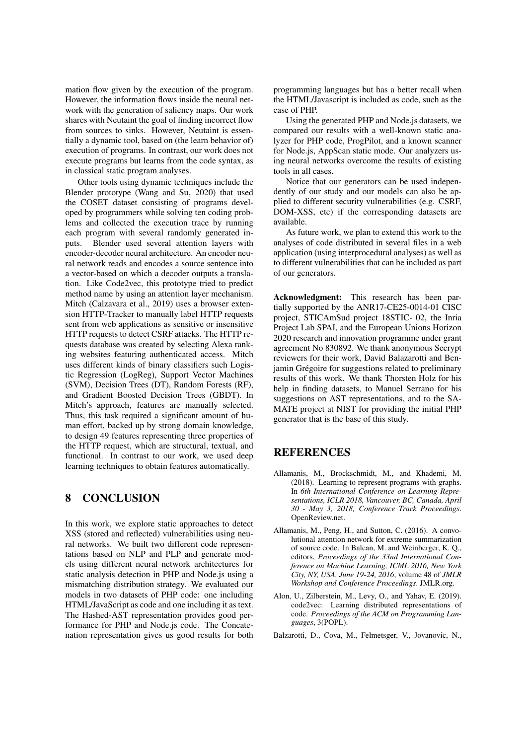mation flow given by the execution of the program. However, the information flows inside the neural network with the generation of saliency maps. Our work shares with Neutaint the goal of finding incorrect flow from sources to sinks. However, Neutaint is essentially a dynamic tool, based on (the learn behavior of) execution of programs. In contrast, our work does not execute programs but learns from the code syntax, as in classical static program analyses.

Other tools using dynamic techniques include the Blender prototype (Wang and Su, 2020) that used the COSET dataset consisting of programs developed by programmers while solving ten coding problems and collected the execution trace by running each program with several randomly generated inputs. Blender used several attention layers with encoder-decoder neural architecture. An encoder neural network reads and encodes a source sentence into a vector-based on which a decoder outputs a translation. Like Code2vec, this prototype tried to predict method name by using an attention layer mechanism. Mitch (Calzavara et al., 2019) uses a browser extension HTTP-Tracker to manually label HTTP requests sent from web applications as sensitive or insensitive HTTP requests to detect CSRF attacks. The HTTP requests database was created by selecting Alexa ranking websites featuring authenticated access. Mitch uses different kinds of binary classifiers such Logistic Regression (LogReg), Support Vector Machines (SVM), Decision Trees (DT), Random Forests (RF), and Gradient Boosted Decision Trees (GBDT). In Mitch's approach, features are manually selected. Thus, this task required a significant amount of human effort, backed up by strong domain knowledge, to design 49 features representing three properties of the HTTP request, which are structural, textual, and functional. In contrast to our work, we used deep learning techniques to obtain features automatically.

# 8 CONCLUSION

In this work, we explore static approaches to detect XSS (stored and reflected) vulnerabilities using neural networks. We built two different code representations based on NLP and PLP and generate models using different neural network architectures for static analysis detection in PHP and Node.js using a mismatching distribution strategy. We evaluated our models in two datasets of PHP code: one including HTML/JavaScript as code and one including it as text. The Hashed-AST representation provides good performance for PHP and Node.js code. The Concatenation representation gives us good results for both programming languages but has a better recall when the HTML/Javascript is included as code, such as the case of PHP.

Using the generated PHP and Node.js datasets, we compared our results with a well-known static analyzer for PHP code, ProgPilot, and a known scanner for Node.js, AppScan static mode. Our analyzers using neural networks overcome the results of existing tools in all cases.

Notice that our generators can be used independently of our study and our models can also be applied to different security vulnerabilities (e.g. CSRF, DOM-XSS, etc) if the corresponding datasets are available.

As future work, we plan to extend this work to the analyses of code distributed in several files in a web application (using interprocedural analyses) as well as to different vulnerabilities that can be included as part of our generators.

**Acknowledgment:** This research has been partially supported by the ANR17-CE25-0014-01 CISC project, STICAmSud project 18STIC- 02, the Inria Project Lab SPAI, and the European Unions Horizon 2020 research and innovation programme under grant agreement No 830892. We thank anonymous Secrypt reviewers for their work, David Balazarotti and Benjamin Grégoire for suggestions related to preliminary results of this work. We thank Thorsten Holz for his help in finding datasets, to Manuel Serrano for his suggestions on AST representations, and to the SAMATE project at NIST for providing the initial PHP generator that is the base of this study.

# REFERENCES

Allamanis, M., Brockschmidt, M., and Khademi, M. (2018). Learning to represent programs with graphs. In *6th International Conference on Learning Representations, ICLR 2018, Vancouver, BC, Canada, April 30 - May 3, 2018, Conference Track Proceedings*. OpenReview.net.

Allamanis, M., Peng, H., and Sutton, C. (2016). A convolutional attention network for extreme summarization of source code. In Balcan, M. and Weinberger, K. Q., editors, *Proceedings of the 33nd International Conference on Machine Learning, ICML 2016, New York City, NY, USA, June 19-24, 2016*, volume 48 of *JMLR Workshop and Conference Proceedings*. JMLR.org.

Alon, U., Zilberstein, M., Levy, O., and Yahav, E. (2019). code2vec: Learning distributed representations of code. *Proceedings of the ACM on Programming Languages*, 3(POPL).

Balzarotti, D., Cova, M., Felmetsger, V., Jovanovic, N.,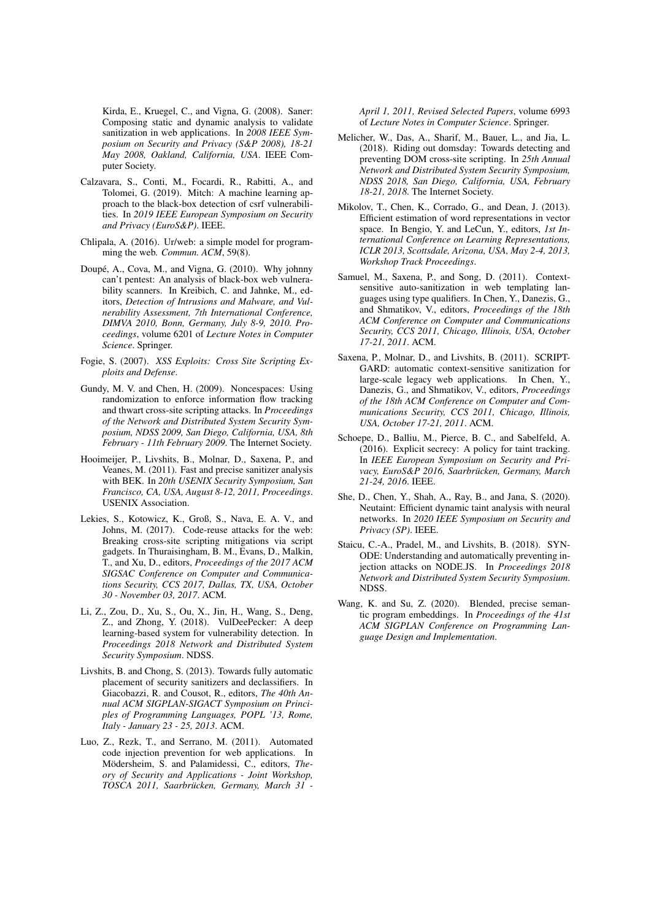Kirda, E., Kruegel, C., and Vigna, G. (2008). Saner: Composing static and dynamic analysis to validate sanitization in web applications. In *2008 IEEE Symposium on Security and Privacy (S&P 2008), 18-21 May 2008, Oakland, California, USA*. IEEE Computer Society.

Calzavara, S., Conti, M., Focardi, R., Rabitti, A., and Tolomei, G. (2019). Mitch: A machine learning approach to the black-box detection of csrf vulnerabilities. In *2019 IEEE European Symposium on Security and Privacy (EuroS&P)*. IEEE.

Chlipala, A. (2016). Ur/web: a simple model for programming the web. *Commun. ACM*, 59(8).

Doupé, A., Cova, M., and Vigna, G. (2010). Why johnny can't pentest: An analysis of black-box web vulnerability scanners. In Kreibich, C. and Jahnke, M., editors, *Detection of Intrusions and Malware, and Vulnerability Assessment, 7th International Conference, DIMVA 2010, Bonn, Germany, July 8-9, 2010. Proceedings*, volume 6201 of *Lecture Notes in Computer Science*. Springer.

Fogie, S. (2007). *XSS Exploits: Cross Site Scripting Exploits and Defense*.

Gundy, M. V. and Chen, H. (2009). Noncespaces: Using randomization to enforce information flow tracking and thwart cross-site scripting attacks. In *Proceedings of the Network and Distributed System Security Symposium, NDSS 2009, San Diego, California, USA, 8th February - 11th February 2009*. The Internet Society.

Hooimeijer, P., Livshits, B., Molnar, D., Saxena, P., and Veanes, M. (2011). Fast and precise sanitizer analysis with BEK. In *20th USENIX Security Symposium, San Francisco, CA, USA, August 8-12, 2011, Proceedings*. USENIX Association.

Lekies, S., Kotowicz, K., Groß, S., Nava, E. A. V., and Johns, M. (2017). Code-reuse attacks for the web: Breaking cross-site scripting mitigations via script gadgets. In Thuraisingham, B. M., Evans, D., Malkin, T., and Xu, D., editors, *Proceedings of the 2017 ACM SIGSAC Conference on Computer and Communications Security, CCS 2017, Dallas, TX, USA, October 30 - November 03, 2017*. ACM.

Li, Z., Zou, D., Xu, S., Ou, X., Jin, H., Wang, S., Deng, Z., and Zhong, Y. (2018). VulDeePecker: A deep learning-based system for vulnerability detection. In *Proceedings 2018 Network and Distributed System Security Symposium*. NDSS.

Livshits, B. and Chong, S. (2013). Towards fully automatic placement of security sanitizers and declassifiers. In Giacobazzi, R. and Cousot, R., editors, *The 40th Annual ACM SIGPLAN-SIGACT Symposium on Principles of Programming Languages, POPL '13, Rome, Italy - January 23 - 25, 2013*. ACM.

Luo, Z., Rezk, T., and Serrano, M. (2011). Automated code injection prevention for web applications. In Mödersheim, S. and Palamidessi, C., editors, *Theory of Security and Applications - Joint Workshop, TOSCA 2011, Saarbrücken, Germany, March 31 - April 1, 2011, Revised Selected Papers*, volume 6993 of *Lecture Notes in Computer Science*. Springer.

Melicher, W., Das, A., Sharif, M., Bauer, L., and Jia, L. (2018). Riding out domsday: Towards detecting and preventing DOM cross-site scripting. In *25th Annual Network and Distributed System Security Symposium, NDSS 2018, San Diego, California, USA, February 18-21, 2018*. The Internet Society.

Mikolov, T., Chen, K., Corrado, G., and Dean, J. (2013). Efficient estimation of word representations in vector space. In Bengio, Y. and LeCun, Y., editors, *1st International Conference on Learning Representations, ICLR 2013, Scottsdale, Arizona, USA, May 2-4, 2013, Workshop Track Proceedings*.

Samuel, M., Saxena, P., and Song, D. (2011). Context-sensitive auto-sanitization in web templating languages using type qualifiers. In Chen, Y., Danezis, G., and Shmatikov, V., editors, *Proceedings of the 18th ACM Conference on Computer and Communications Security, CCS 2011, Chicago, Illinois, USA, October 17-21, 2011*. ACM.

Saxena, P., Molnar, D., and Livshits, B. (2011). SCRIPT-GARD: automatic context-sensitive sanitization for large-scale legacy web applications. In Chen, Y., Danezis, G., and Shmatikov, V., editors, *Proceedings of the 18th ACM Conference on Computer and Communications Security, CCS 2011, Chicago, Illinois, USA, October 17-21, 2011*. ACM.

Schoepe, D., Balliu, M., Pierce, B. C., and Sabelfeld, A. (2016). Explicit secrecy: A policy for taint tracking. In *IEEE European Symposium on Security and Privacy, EuroS&P 2016, Saarbrücken, Germany, March 21-24, 2016*. IEEE.

She, D., Chen, Y., Shah, A., Ray, B., and Jana, S. (2020). Neutaint: Efficient dynamic taint analysis with neural networks. In *2020 IEEE Symposium on Security and Privacy (SP)*. IEEE.

Staicu, C.-A., Pradel, M., and Livshits, B. (2018). SYNODE: Understanding and automatically preventing injection attacks on NODE.JS. In *Proceedings 2018 Network and Distributed System Security Symposium*. NDSS.

Wang, K. and Su, Z. (2020). Blended, precise semantic program embeddings. In *Proceedings of the 41st ACM SIGPLAN Conference on Programming Language Design and Implementation*.